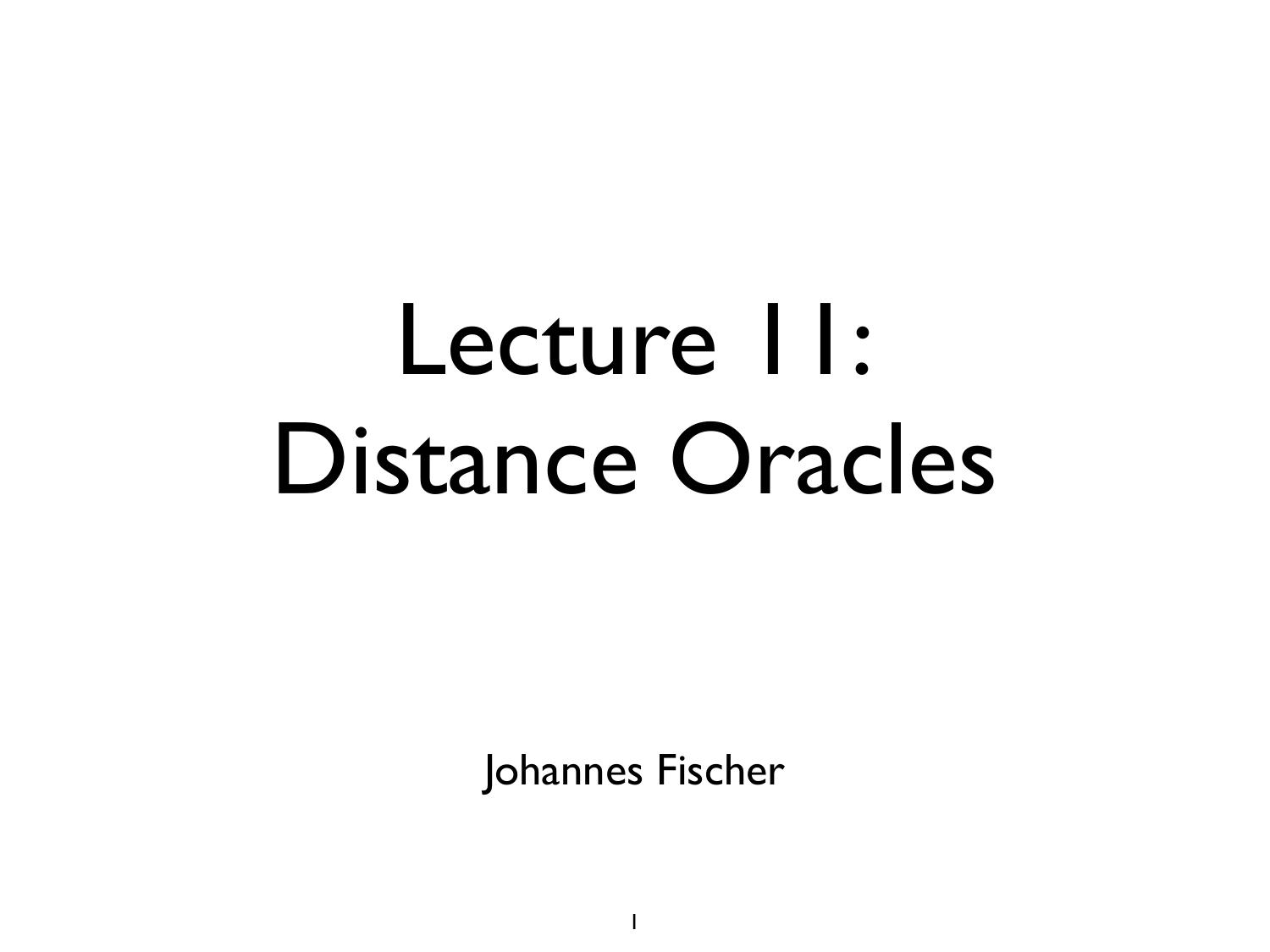# Lecture 11: Distance Oracles

Johannes Fischer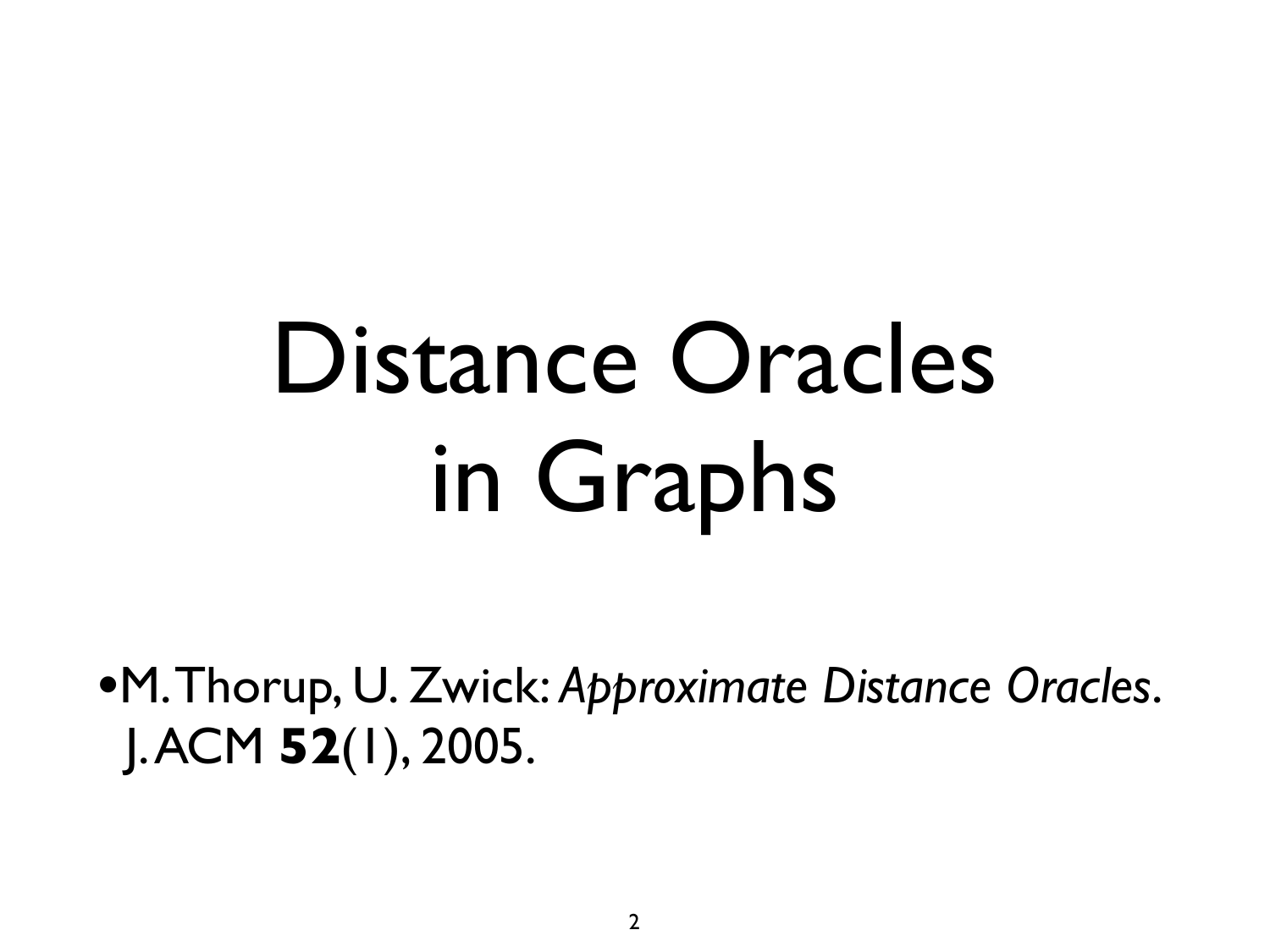# Distance Oracles in Graphs

- M. Thorup, U. Zwick: *Approximate Distance Oracles*. J. ACM **52**(1), 2005.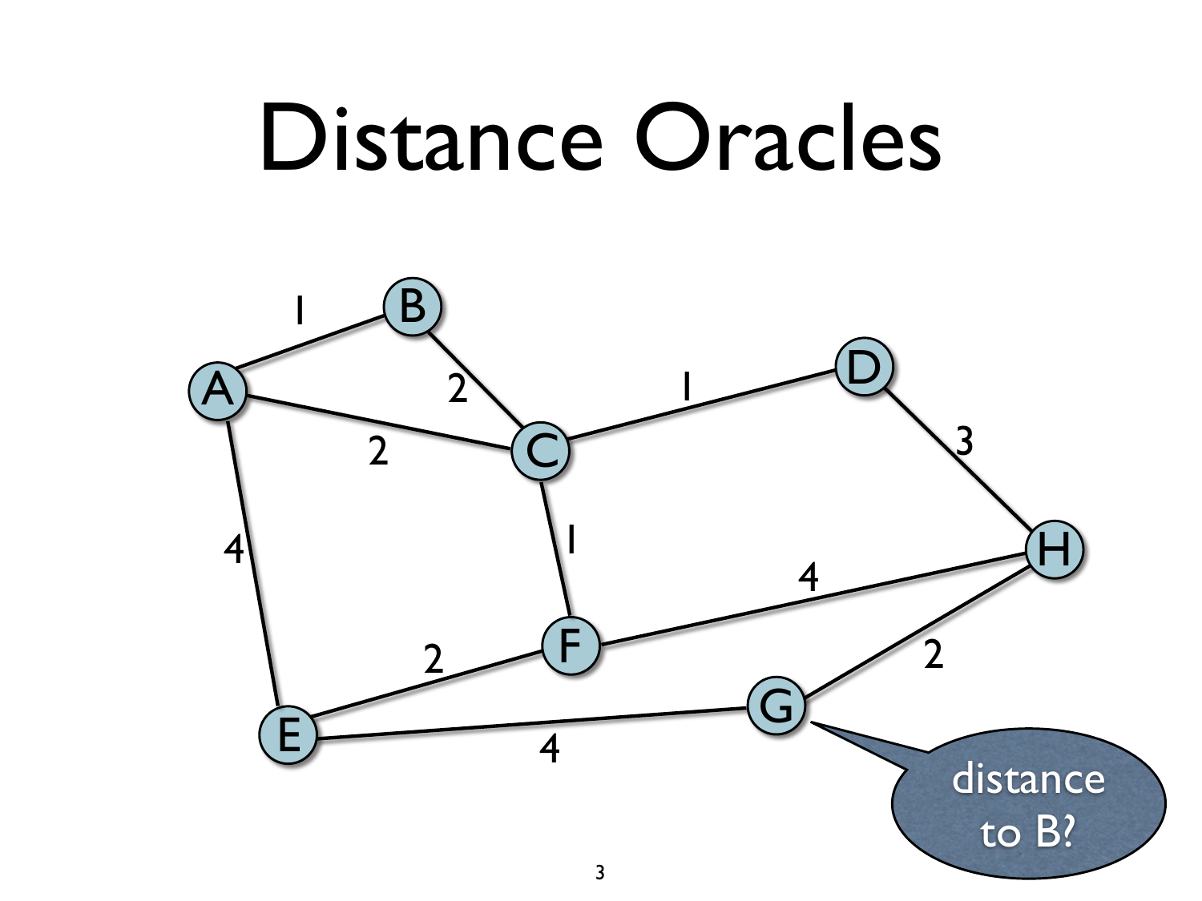# Distance Oracles

A
B
C
D
E
F
G
H

1
2
2
1
4
1
3
4
2
2
4

distance to B?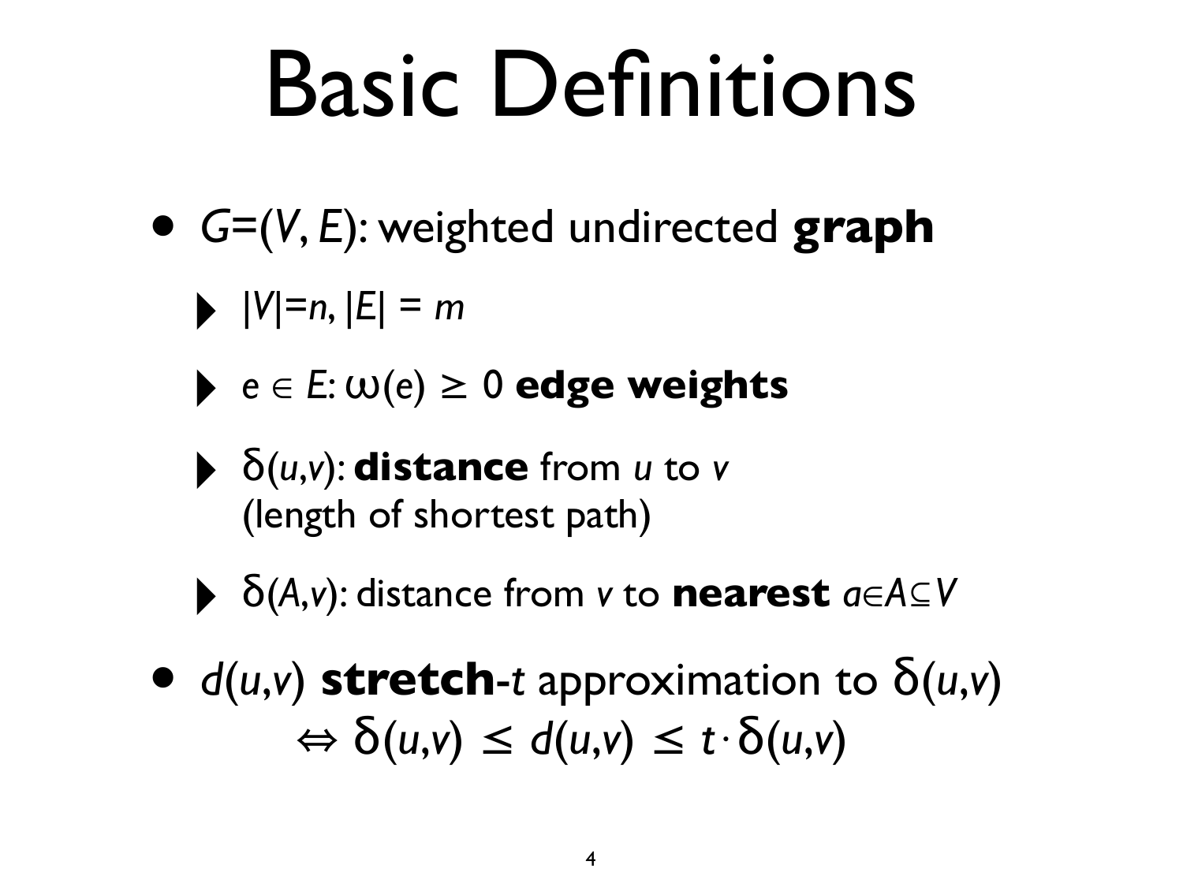# Basic Definitions

- $G=(V, E)$: weighted undirected **graph**
  - $|V|=n$, $|E| = m$
  - $e \in E$: $\omega(e) \geq 0$ **edge weights**
  - $\delta(u,v)$: **distance** from $u$ to $v$ (length of shortest path)
  - $\delta(A,v)$: distance from $v$ to **nearest** $a \in A \subseteq V$
- $d(u,v)$ **stretch**-$t$ approximation to $\delta(u,v)$

$$\Leftrightarrow \delta(u,v) \leq d(u,v) \leq t \cdot \delta(u,v)$$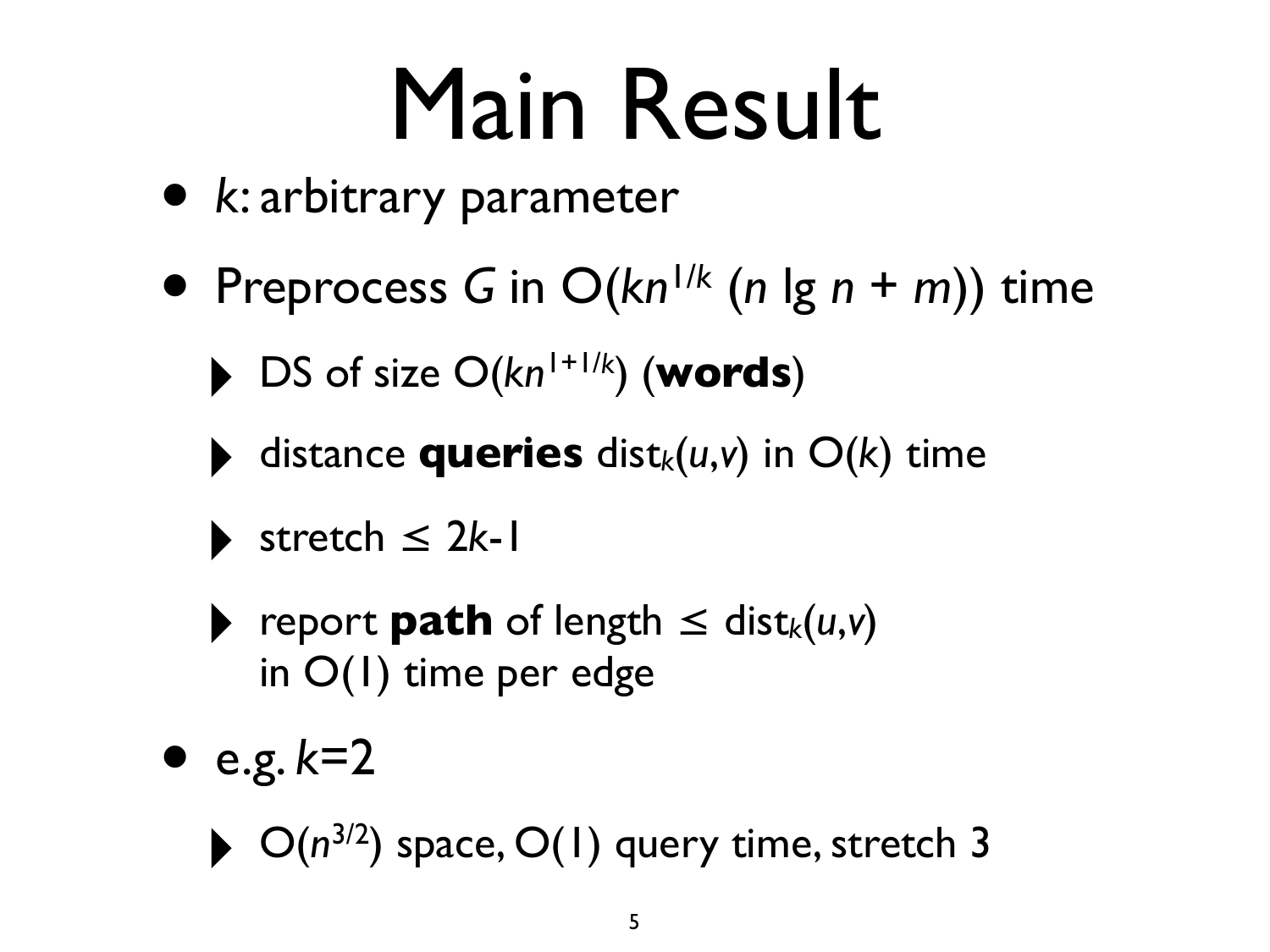# Main Result

- $k$: arbitrary parameter
- Preprocess $G$ in $O(kn^{1/k}(n \lg n + m))$ time
  - DS of size $O(kn^{1+1/k})$ (**words**)
  - distance **queries** $\text{dist}_k(u,v)$ in $O(k)$ time
  - stretch $\leq 2k$-1
  - report **path** of length $\leq \text{dist}_k(u,v)$ in O(1) time per edge
- e.g. $k$=2
  - $O(n^{3/2})$ space, O(1) query time, stretch 3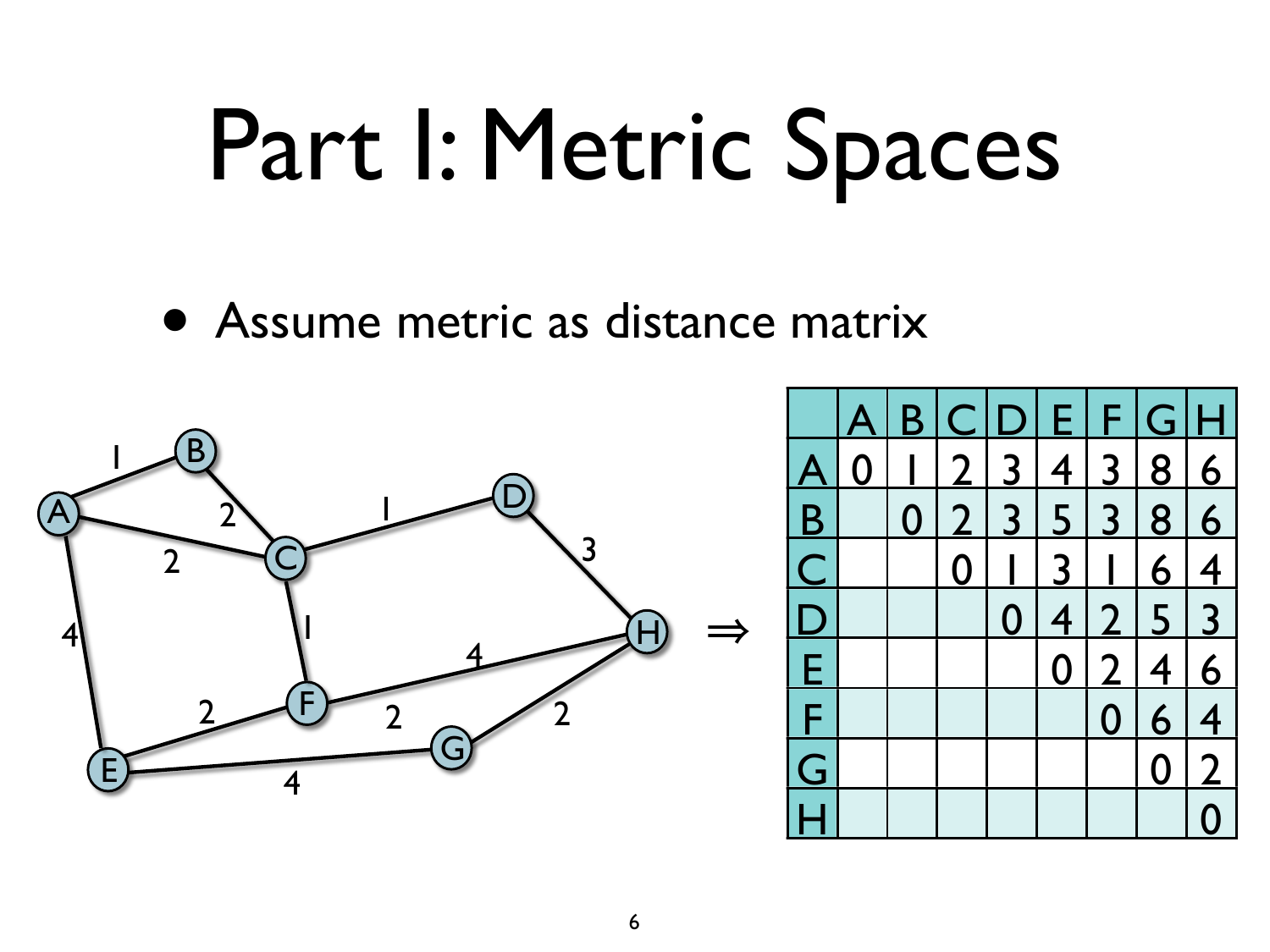# Part I: Metric Spaces

- Assume metric as distance matrix

1 2 2 1 3 4 1 4 2 2 2 4

A B C D H E F G

⇒

| | A | B | C | D | E | F | G | H |
|---|---|---|---|---|---|---|---|---|
| A | 0 | 1 | 2 | 3 | 4 | 3 | 8 | 6 |
| B | | 0 | 2 | 3 | 5 | 3 | 8 | 6 |
| C | | | 0 | 1 | 3 | 1 | 6 | 4 |
| D | | | | 0 | 4 | 2 | 5 | 3 |
| E | | | | | 0 | 2 | 4 | 6 |
| F | | | | | | 0 | 6 | 4 |
| G | | | | | | | 0 | 2 |
| H | | | | | | | | 0 |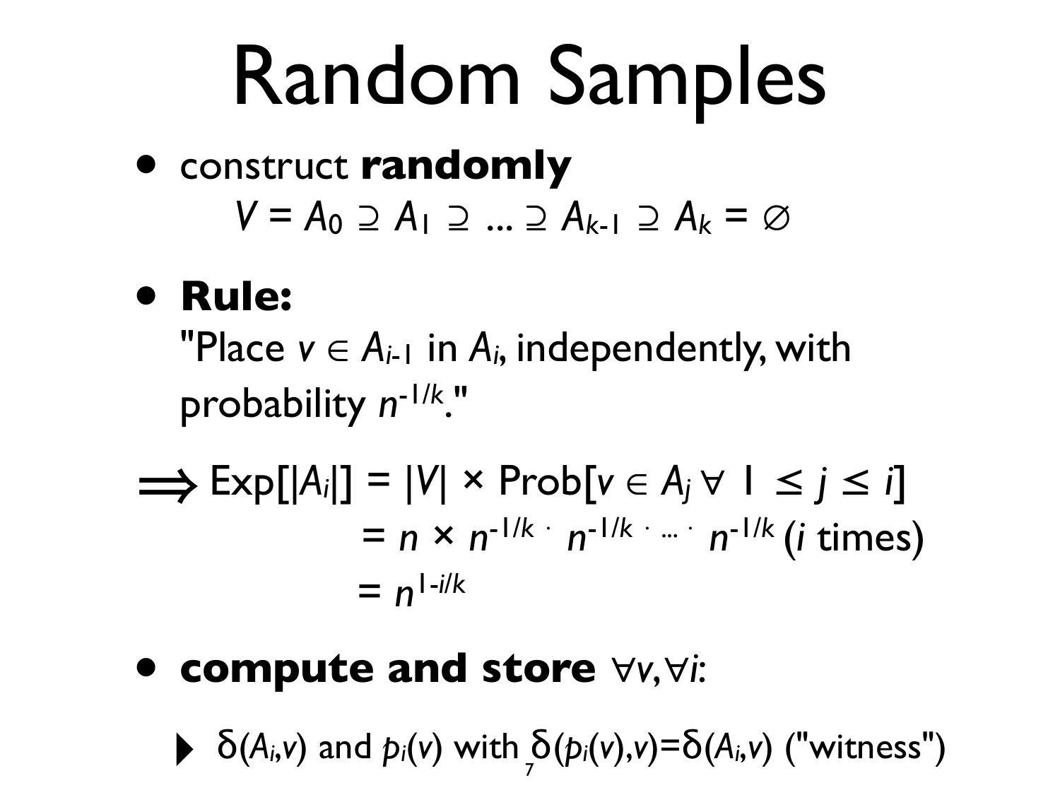# Random Samples

- construct **randomly**

  $$V = A_0 \supseteq A_1 \supseteq \ldots \supseteq A_{k-1} \supseteq A_k = \emptyset$$

- **Rule:**
  "Place $v \in A_{i-1}$ in $A_i$, independently, with probability $n^{-1/k}$."

$\Longrightarrow$ $\text{Exp}[|A_i|] = |V| \times \text{Prob}[v \in A_j \; \forall \; 1 \leq j \leq i]$

$$= n \times n^{-1/k} \cdot n^{-1/k} \cdot \ldots \cdot n^{-1/k} \; (i \text{ times})$$

$$= n^{1-i/k}$$

- **compute and store** $\forall v, \forall i$:
  - $\delta(A_i,v)$ and $p_i(v)$ with $\delta(p_i(v),v)=\delta(A_i,v)$ ("witness")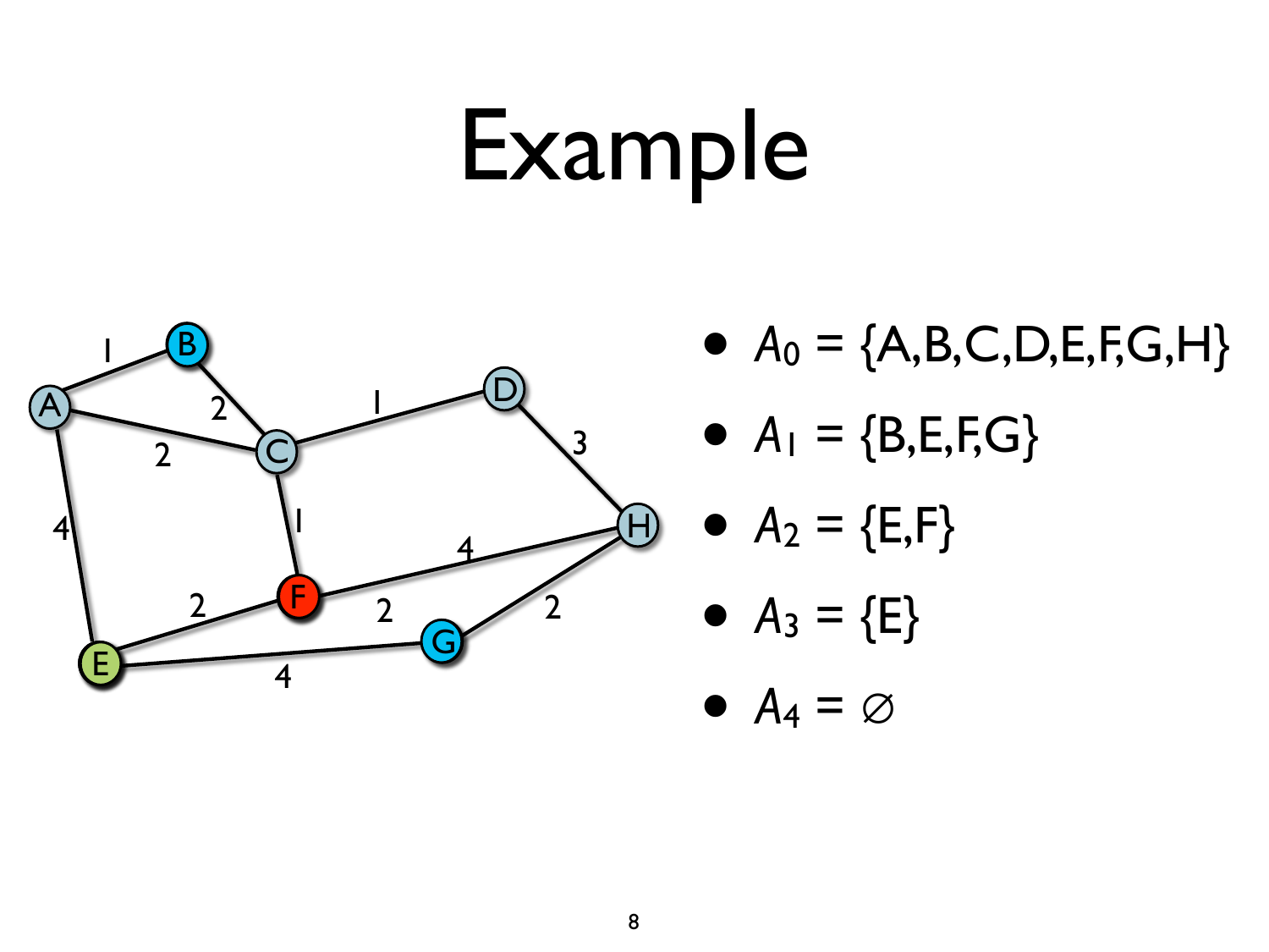# Example

A
B
C
D
E
F
G
H
1
2
2
1
3
4
1
4
2
2
2
4

- $A_0$ = {A,B,C,D,E,F,G,H}
- $A_1$ = {B,E,F,G}
- $A_2$ = {E,F}
- $A_3$ = {E}
- $A_4 = \varnothing$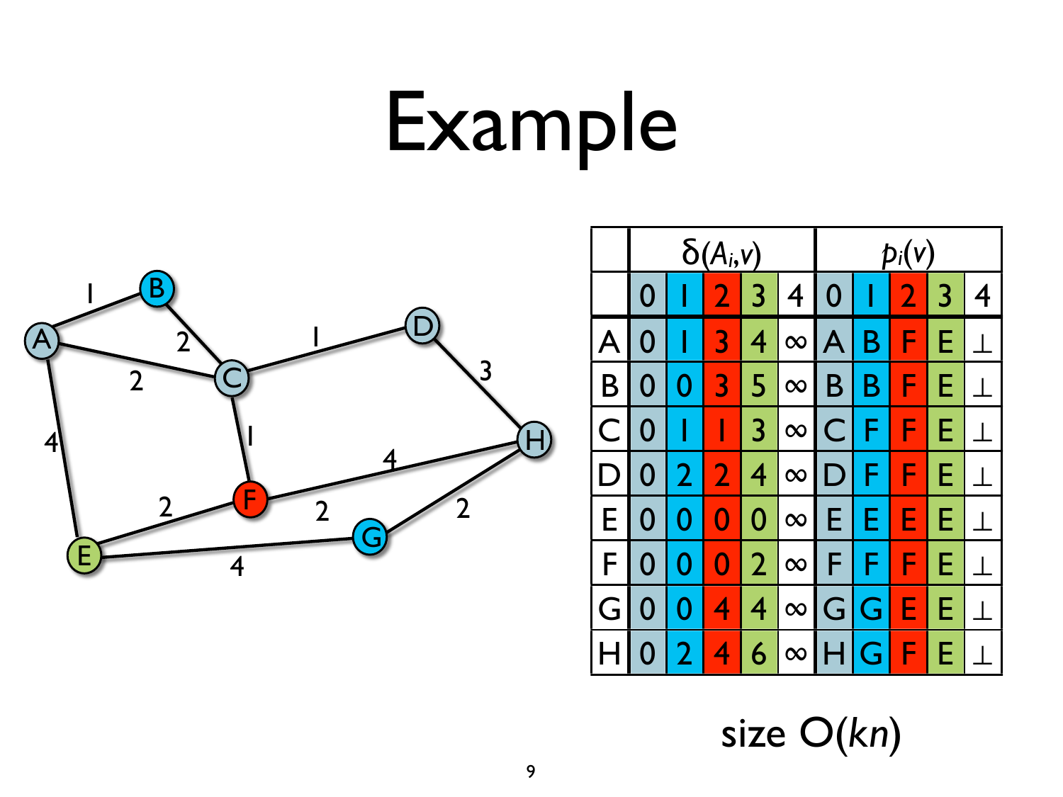# Example

| | $\delta(A_i,v)$ | | | | | $p_i(v)$ | | | | |
|---|---|---|---|---|---|---|---|---|---|---|
| | 0 | 1 | 2 | 3 | 4 | 0 | 1 | 2 | 3 | 4 |
| A | 0 | 1 | 3 | 4 | ∞ | A | B | F | E | ⊥ |
| B | 0 | 0 | 3 | 5 | ∞ | B | B | F | E | ⊥ |
| C | 0 | 1 | 1 | 3 | ∞ | C | F | F | E | ⊥ |
| D | 0 | 2 | 2 | 4 | ∞ | D | F | F | E | ⊥ |
| E | 0 | 0 | 0 | 0 | ∞ | E | E | E | E | ⊥ |
| F | 0 | 0 | 0 | 2 | ∞ | F | F | F | E | ⊥ |
| G | 0 | 0 | 4 | 4 | ∞ | G | G | E | E | ⊥ |
| H | 0 | 2 | 4 | 6 | ∞ | H | G | F | E | ⊥ |

size $O(kn)$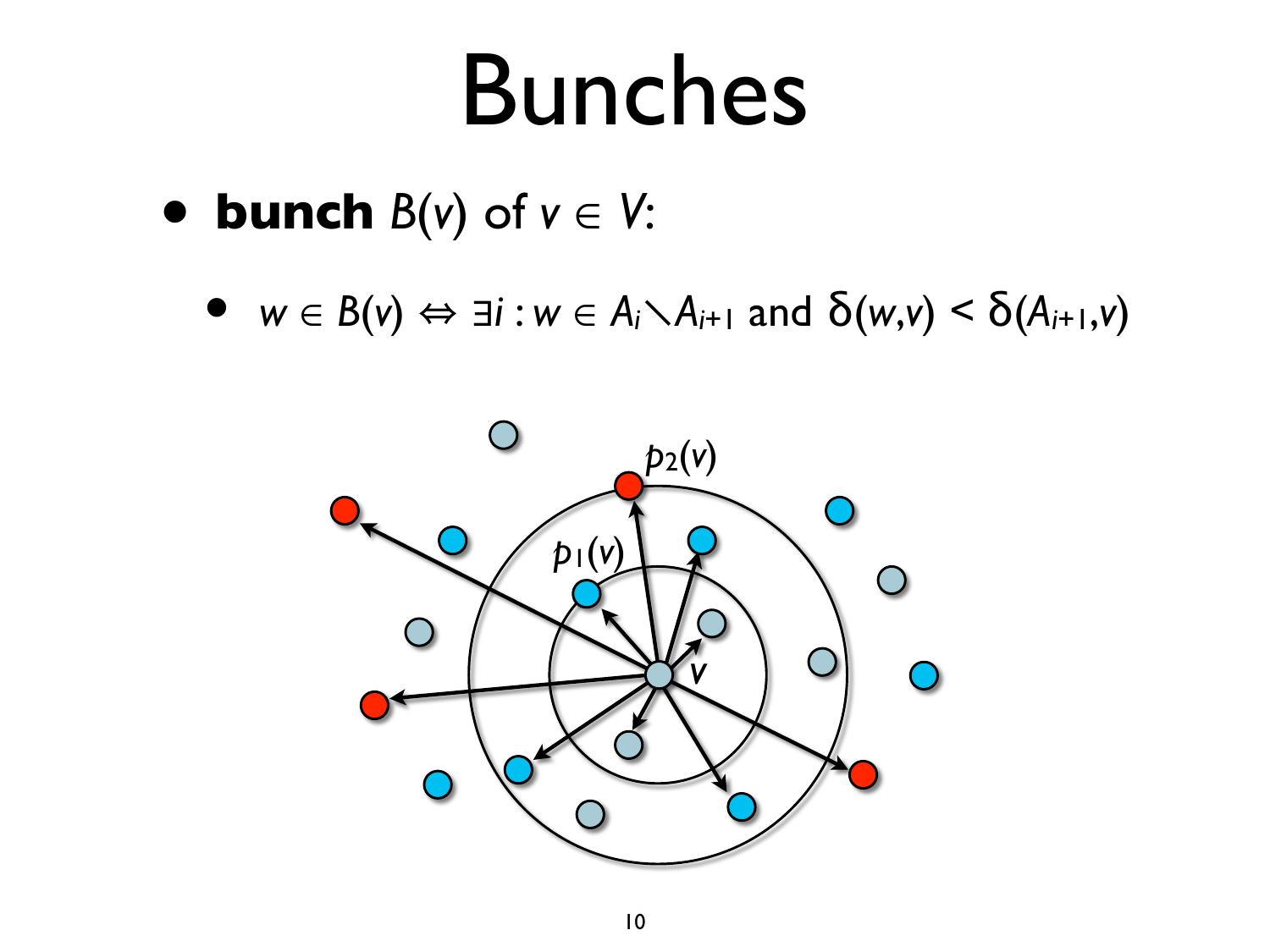# Bunches

- **bunch** $B(v)$ of $v \in V$:
  - $w \in B(v) \Leftrightarrow \exists i : w \in A_i \setminus A_{i+1}$ and $\delta(w,v) < \delta(A_{i+1},v)$

$p_2(v)$

$p_1(v)$

$v$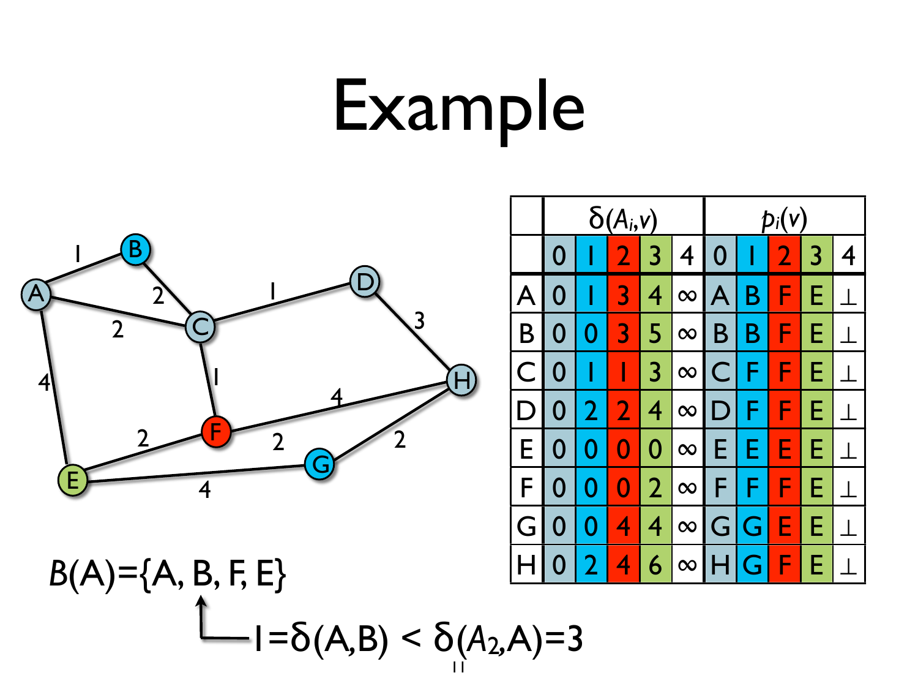# Example

| | $\delta(A_i,v)$ | | | | | $p_i(v)$ | | | | |
|---|---|---|---|---|---|---|---|---|---|---|
| | 0 | 1 | 2 | 3 | 4 | 0 | 1 | 2 | 3 | 4 |
| A | 0 | 1 | 3 | 4 | ∞ | A | B | F | E | ⊥ |
| B | 0 | 0 | 3 | 5 | ∞ | B | B | F | E | ⊥ |
| C | 0 | 1 | 1 | 3 | ∞ | C | F | F | E | ⊥ |
| D | 0 | 2 | 2 | 4 | ∞ | D | F | F | E | ⊥ |
| E | 0 | 0 | 0 | 0 | ∞ | E | E | E | E | ⊥ |
| F | 0 | 0 | 0 | 2 | ∞ | F | F | F | E | ⊥ |
| G | 0 | 0 | 4 | 4 | ∞ | G | G | E | E | ⊥ |
| H | 0 | 2 | 4 | 6 | ∞ | H | G | F | E | ⊥ |

$B(\text{A})=\{\text{A, B, F, E}\}$

$1=\delta(\text{A,B}) < \delta(A_2,\text{A})=3$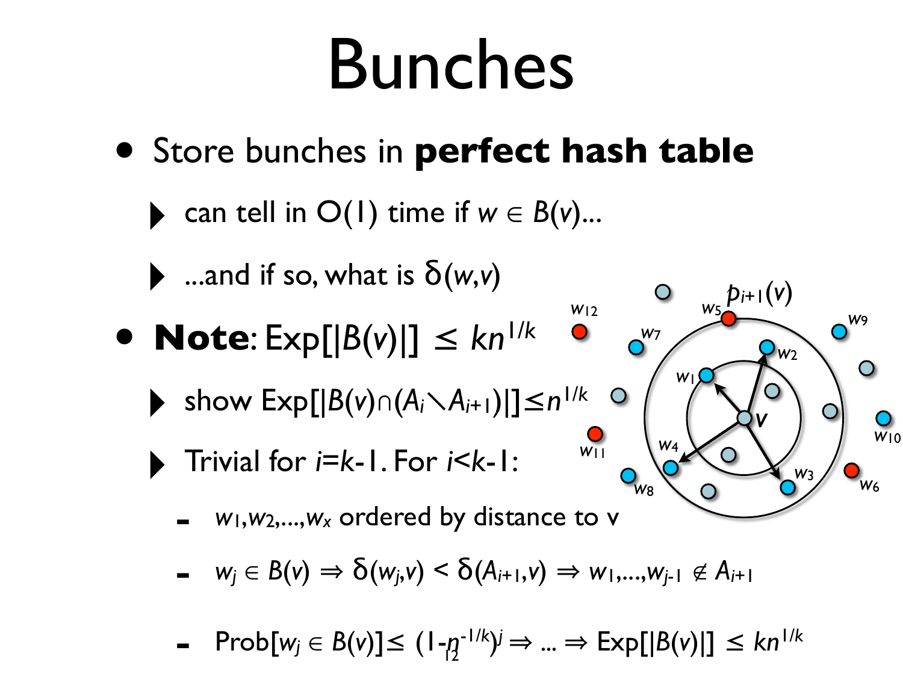# Bunches

- Store bunches in **perfect hash table**
  - can tell in O(1) time if $w \in B(v)$...
  - ...and if so, what is $\delta(w,v)$
- **Note**: $\text{Exp}[|B(v)|] \leq kn^{1/k}$
  - show $\text{Exp}[|B(v) \cap (A_i \setminus A_{i+1})|] \leq n^{1/k}$
  - Trivial for $i=k-1$. For $i<k-1$:
    - $w_1, w_2, \ldots, w_x$ ordered by distance to v
    - $w_j \in B(v) \Rightarrow \delta(w_j,v) < \delta(A_{i+1},v) \Rightarrow w_1,\ldots,w_{j-1} \notin A_{i+1}$
    - $\text{Prob}[w_j \in B(v)] \leq (1-n^{-1/k})^j \Rightarrow \ldots \Rightarrow \text{Exp}[|B(v)|] \leq kn^{1/k}$

$w_{12}$
$w_7$
$w_5$ $p_{i+1}(v)$
$w_9$
$w_2$
$w_1$
$v$
$w_{10}$
$w_{11}$
$w_4$
$w_3$
$w_6$
$w_8$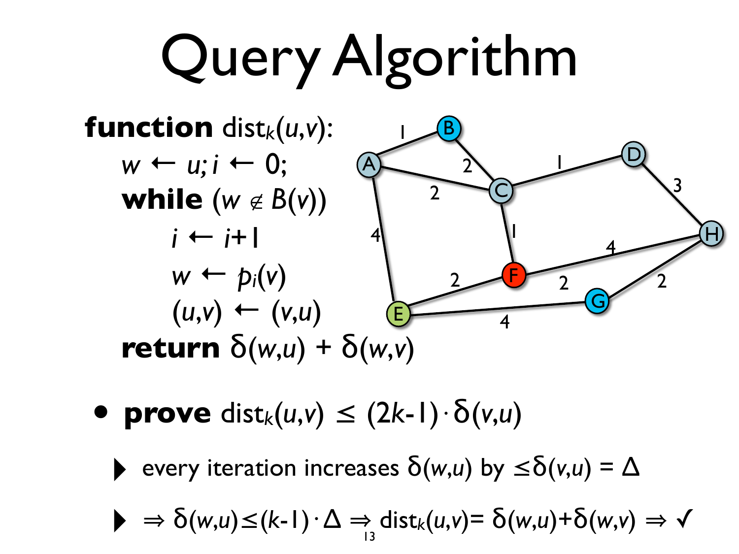# Query Algorithm

**function** $\text{dist}_k(u,v)$:

$w \leftarrow u; i \leftarrow 0;$

**while** $(w \notin B(v))$

$i \leftarrow i+1$

$w \leftarrow p_i(v)$

$(u,v) \leftarrow (v,u)$

**return** $\delta(w,u) + \delta(w,v)$

A
B
C
D
E
F
G
H
1
2
2
1
3
4
1
4
2
2
2
4

- **prove** $\text{dist}_k(u,v) \leq (2k\text{-}1) \cdot \delta(v,u)$
  - every iteration increases $\delta(w,u)$ by $\leq \delta(v,u) = \Delta$
  - $\Rightarrow \delta(w,u) \leq (k\text{-}1) \cdot \Delta \Rightarrow \text{dist}_k(u,v) = \delta(w,u) + \delta(w,v) \Rightarrow$ ✓